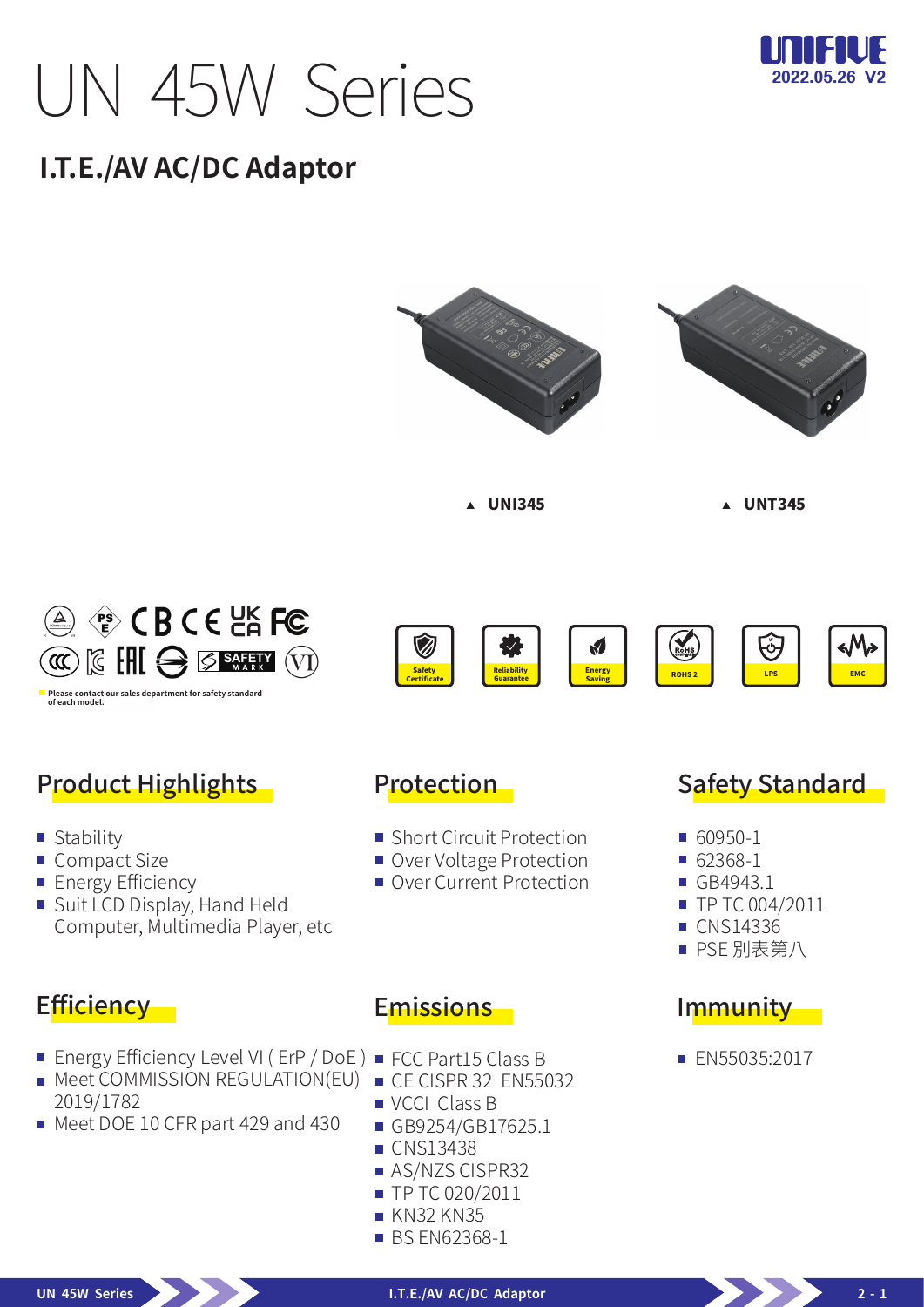# UN 45W Series

UNIFIVE 2022.05.26 V2

## I.T.E./AV AC/DC Adaptor

▲ UNI345

▲ UNT345

Please contact our sales department for safety standard of each model.

Safety Certificate | Reliability Guarantee | Energy Saving | ROHS 2 | LPS | EMC

## Product Highlights

- Stability
- Compact Size
- Energy Efficiency
- Suit LCD Display, Hand Held Computer, Multimedia Player, etc

## Protection

- Short Circuit Protection
- Over Voltage Protection
- Over Current Protection

## Safety Standard

- 60950-1
- 62368-1
- GB4943.1
- TP TC 004/2011
- CNS14336
- PSE 別表第八

## Efficiency

- Energy Efficiency Level VI ( ErP / DoE )
- Meet COMMISSION REGULATION(EU) 2019/1782
- Meet DOE 10 CFR part 429 and 430

## Emissions

- FCC Part15 Class B
- CE CISPR 32 EN55032
- VCCI Class B
- GB9254/GB17625.1
- CNS13438
- AS/NZS CISPR32
- TP TC 020/2011
- KN32 KN35
- BS EN62368-1

## Immunity

- EN55035:2017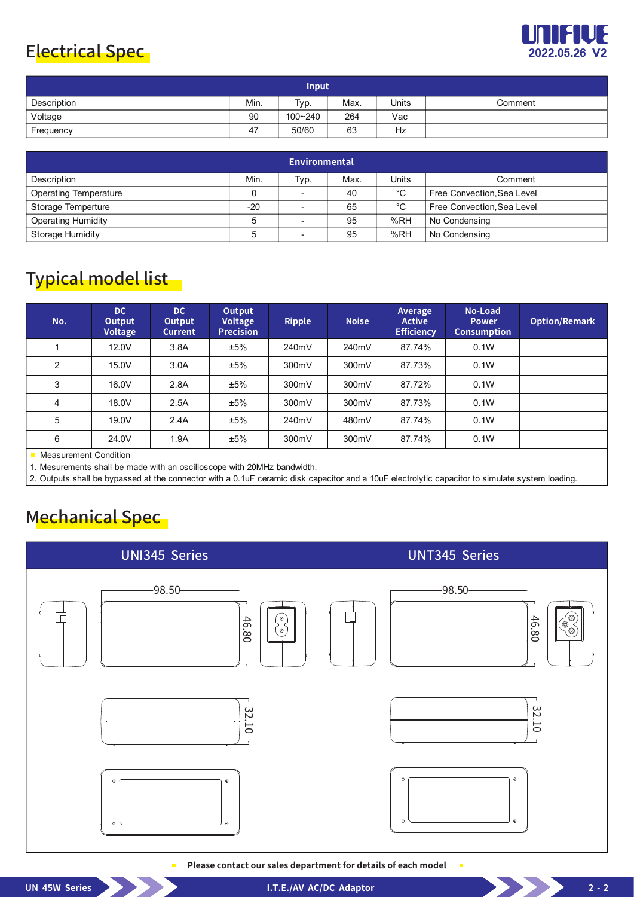# Electrical Spec

| Input | | | | | |
|---|---|---|---|---|---|
| Description | Min. | Typ. | Max. | Units | Comment |
| Voltage | 90 | 100~240 | 264 | Vac | |
| Frequency | 47 | 50/60 | 63 | Hz | |

| Environmental | | | | | |
|---|---|---|---|---|---|
| Description | Min. | Typ. | Max. | Units | Comment |
| Operating Temperature | 0 | - | 40 | °C | Free Convection,Sea Level |
| Storage Temperture | -20 | - | 65 | °C | Free Convection,Sea Level |
| Operating Humidity | 5 | - | 95 | %RH | No Condensing |
| Storage Humidity | 5 | - | 95 | %RH | No Condensing |

# Typical model list

| No. | DC Output Voltage | DC Output Current | Output Voltage Precision | Ripple | Noise | Average Active Efficiency | No-Load Power Consumption | Option/Remark |
|---|---|---|---|---|---|---|---|---|
| 1 | 12.0V | 3.8A | ±5% | 240mV | 240mV | 87.74% | 0.1W | |
| 2 | 15.0V | 3.0A | ±5% | 300mV | 300mV | 87.73% | 0.1W | |
| 3 | 16.0V | 2.8A | ±5% | 300mV | 300mV | 87.72% | 0.1W | |
| 4 | 18.0V | 2.5A | ±5% | 300mV | 300mV | 87.73% | 0.1W | |
| 5 | 19.0V | 2.4A | ±5% | 240mV | 480mV | 87.74% | 0.1W | |
| 6 | 24.0V | 1.9A | ±5% | 300mV | 300mV | 87.74% | 0.1W | |

- Measurement Condition

1. Mesurements shall be made with an oscilloscope with 20MHz bandwidth.
2. Outputs shall be bypassed at the connector with a 0.1uF ceramic disk capacitor and a 10uF electrolytic capacitor to simulate system loading.

# Mechanical Spec

| UNI345 Series | UNT345 Series |
|---|---|
| 98.50 | 98.50 |
| 46.80 | 46.80 |
| 32.10 | 32.10 |

**Please contact our sales department for details of each model**